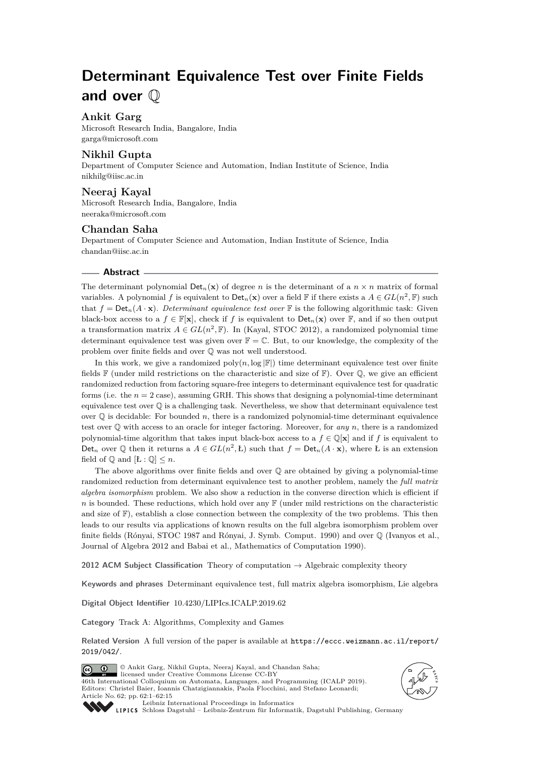# Determinant Equivalence Test over Finite Fields and over $\mathbb{Q}$

**Ankit Garg**
Microsoft Research India, Bangalore, India
garga@microsoft.com

**Nikhil Gupta**
Department of Computer Science and Automation, Indian Institute of Science, India
nikhilg@iisc.ac.in

**Neeraj Kayal**
Microsoft Research India, Bangalore, India
neeraka@microsoft.com

**Chandan Saha**
Department of Computer Science and Automation, Indian Institute of Science, India
chandan@iisc.ac.in

## Abstract

The determinant polynomial $\mathsf{Det}_n(\mathbf{x})$ of degree $n$ is the determinant of a $n \times n$ matrix of formal variables. A polynomial $f$ is equivalent to $\mathsf{Det}_n(\mathbf{x})$ over a field $\mathbb{F}$ if there exists a $A \in GL(n^2, \mathbb{F})$ such that $f = \mathsf{Det}_n(A \cdot \mathbf{x})$. *Determinant equivalence test over* $\mathbb{F}$ is the following algorithmic task: Given black-box access to a $f \in \mathbb{F}[\mathbf{x}]$, check if $f$ is equivalent to $\mathsf{Det}_n(\mathbf{x})$ over $\mathbb{F}$, and if so then output a transformation matrix $A \in GL(n^2, \mathbb{F})$. In (Kayal, STOC 2012), a randomized polynomial time determinant equivalence test was given over $\mathbb{F} = \mathbb{C}$. But, to our knowledge, the complexity of the problem over finite fields and over $\mathbb{Q}$ was not well understood.

In this work, we give a randomized $\text{poly}(n, \log |\mathbb{F}|)$ time determinant equivalence test over finite fields $\mathbb{F}$ (under mild restrictions on the characteristic and size of $\mathbb{F}$). Over $\mathbb{Q}$, we give an efficient randomized reduction from factoring square-free integers to determinant equivalence test for quadratic forms (i.e. the $n = 2$ case), assuming GRH. This shows that designing a polynomial-time determinant equivalence test over $\mathbb{Q}$ is a challenging task. Nevertheless, we show that determinant equivalence test over $\mathbb{Q}$ is decidable: For bounded $n$, there is a randomized polynomial-time determinant equivalence test over $\mathbb{Q}$ with access to an oracle for integer factoring. Moreover, for *any* $n$, there is a randomized polynomial-time algorithm that takes input black-box access to a $f \in \mathbb{Q}[\mathbf{x}]$ and if $f$ is equivalent to $\mathsf{Det}_n$ over $\mathbb{Q}$ then it returns a $A \in GL(n^2, \text{Ł})$ such that $f = \mathsf{Det}_n(A \cdot \mathbf{x})$, where Ł is an extension field of $\mathbb{Q}$ and $[\text{Ł} : \mathbb{Q}] \leq n$.

The above algorithms over finite fields and over $\mathbb{Q}$ are obtained by giving a polynomial-time randomized reduction from determinant equivalence test to another problem, namely the *full matrix algebra isomorphism* problem. We also show a reduction in the converse direction which is efficient if $n$ is bounded. These reductions, which hold over any $\mathbb{F}$ (under mild restrictions on the characteristic and size of $\mathbb{F}$), establish a close connection between the complexity of the two problems. This then leads to our results via applications of known results on the full algebra isomorphism problem over finite fields (Rónyai, STOC 1987 and Rónyai, J. Symb. Comput. 1990) and over $\mathbb{Q}$ (Ivanyos et al., Journal of Algebra 2012 and Babai et al., Mathematics of Computation 1990).

**2012 ACM Subject Classification** Theory of computation → Algebraic complexity theory

**Keywords and phrases** Determinant equivalence test, full matrix algebra isomorphism, Lie algebra

**Digital Object Identifier** 10.4230/LIPIcs.ICALP.2019.62

**Category** Track A: Algorithms, Complexity and Games

**Related Version** A full version of the paper is available at https://eccc.weizmann.ac.il/report/2019/042/.

© Ankit Garg, Nikhil Gupta, Neeraj Kayal, and Chandan Saha; licensed under Creative Commons License CC-BY
46th International Colloquium on Automata, Languages, and Programming (ICALP 2019).
Editors: Christel Baier, Ioannis Chatzigiannakis, Paola Flocchini, and Stefano Leonardi; Article No. 62; pp. 62:1–62:15
Leibniz International Proceedings in Informatics
LIPICS Schloss Dagstuhl – Leibniz-Zentrum für Informatik, Dagstuhl Publishing, Germany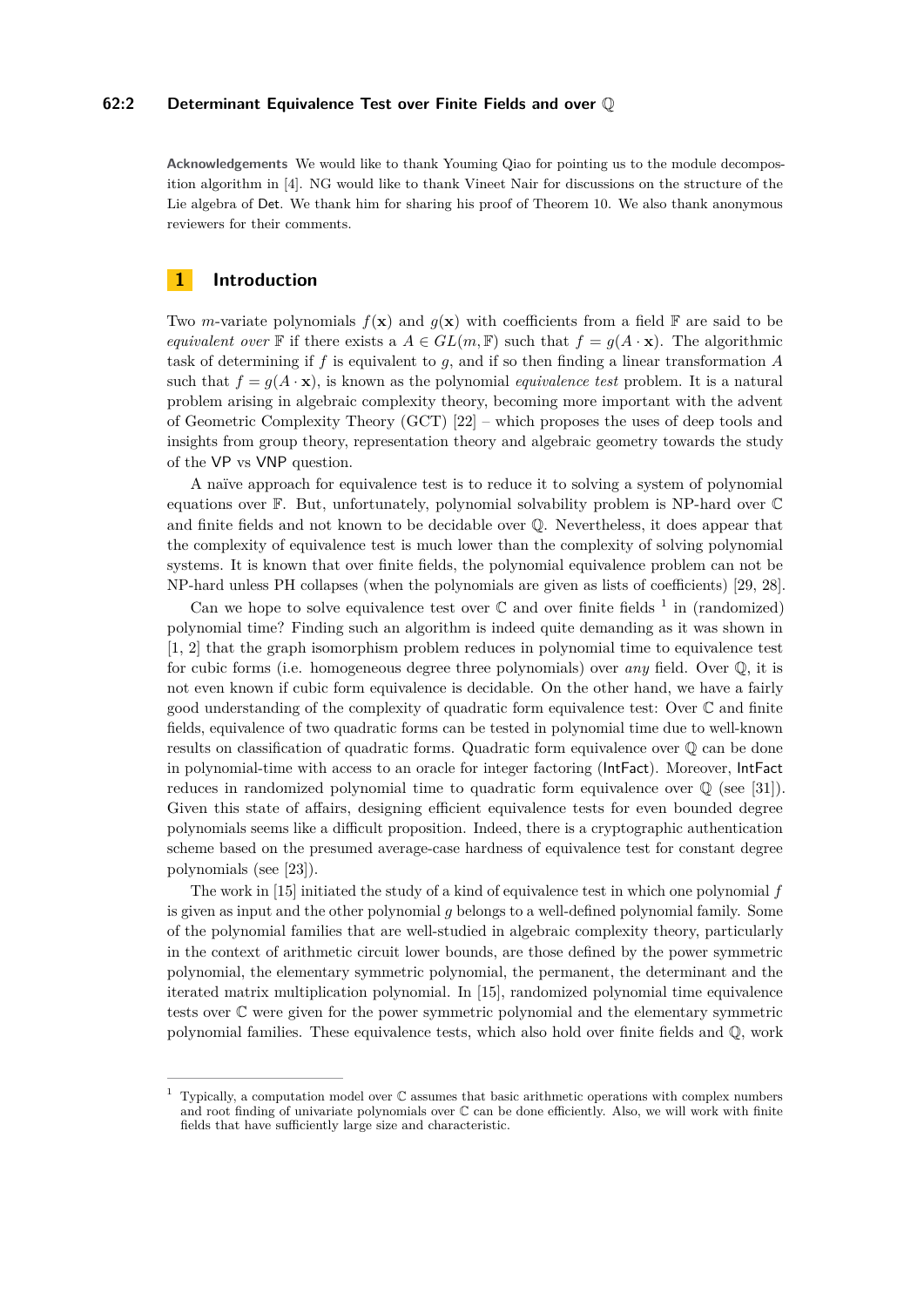**Acknowledgements** We would like to thank Youming Qiao for pointing us to the module decomposition algorithm in [4]. NG would like to thank Vineet Nair for discussions on the structure of the Lie algebra of Det. We thank him for sharing his proof of Theorem 10. We also thank anonymous reviewers for their comments.

## 1 Introduction

Two $m$-variate polynomials $f(\mathbf{x})$ and $g(\mathbf{x})$ with coefficients from a field $\mathbb{F}$ are said to be *equivalent over* $\mathbb{F}$ if there exists a $A \in GL(m, \mathbb{F})$ such that $f = g(A \cdot \mathbf{x})$. The algorithmic task of determining if $f$ is equivalent to $g$, and if so then finding a linear transformation $A$ such that $f = g(A \cdot \mathbf{x})$, is known as the polynomial *equivalence test* problem. It is a natural problem arising in algebraic complexity theory, becoming more important with the advent of Geometric Complexity Theory (GCT) [22] – which proposes the uses of deep tools and insights from group theory, representation theory and algebraic geometry towards the study of the VP vs VNP question.

A naïve approach for equivalence test is to reduce it to solving a system of polynomial equations over $\mathbb{F}$. But, unfortunately, polynomial solvability problem is NP-hard over $\mathbb{C}$ and finite fields and not known to be decidable over $\mathbb{Q}$. Nevertheless, it does appear that the complexity of equivalence test is much lower than the complexity of solving polynomial systems. It is known that over finite fields, the polynomial equivalence problem can not be NP-hard unless PH collapses (when the polynomials are given as lists of coefficients) [29, 28].

Can we hope to solve equivalence test over $\mathbb{C}$ and over finite fields [1] in (randomized) polynomial time? Finding such an algorithm is indeed quite demanding as it was shown in [1, 2] that the graph isomorphism problem reduces in polynomial time to equivalence test for cubic forms (i.e. homogeneous degree three polynomials) over *any* field. Over $\mathbb{Q}$, it is not even known if cubic form equivalence is decidable. On the other hand, we have a fairly good understanding of the complexity of quadratic form equivalence test: Over $\mathbb{C}$ and finite fields, equivalence of two quadratic forms can be tested in polynomial time due to well-known results on classification of quadratic forms. Quadratic form equivalence over $\mathbb{Q}$ can be done in polynomial-time with access to an oracle for integer factoring (IntFact). Moreover, IntFact reduces in randomized polynomial time to quadratic form equivalence over $\mathbb{Q}$ (see [31]). Given this state of affairs, designing efficient equivalence tests for even bounded degree polynomials seems like a difficult proposition. Indeed, there is a cryptographic authentication scheme based on the presumed average-case hardness of equivalence test for constant degree polynomials (see [23]).

The work in [15] initiated the study of a kind of equivalence test in which one polynomial $f$ is given as input and the other polynomial $g$ belongs to a well-defined polynomial family. Some of the polynomial families that are well-studied in algebraic complexity theory, particularly in the context of arithmetic circuit lower bounds, are those defined by the power symmetric polynomial, the elementary symmetric polynomial, the permanent, the determinant and the iterated matrix multiplication polynomial. In [15], randomized polynomial time equivalence tests over $\mathbb{C}$ were given for the power symmetric polynomial and the elementary symmetric polynomial families. These equivalence tests, which also hold over finite fields and $\mathbb{Q}$, work

---

[1] Typically, a computation model over $\mathbb{C}$ assumes that basic arithmetic operations with complex numbers and root finding of univariate polynomials over $\mathbb{C}$ can be done efficiently. Also, we will work with finite fields that have sufficiently large size and characteristic.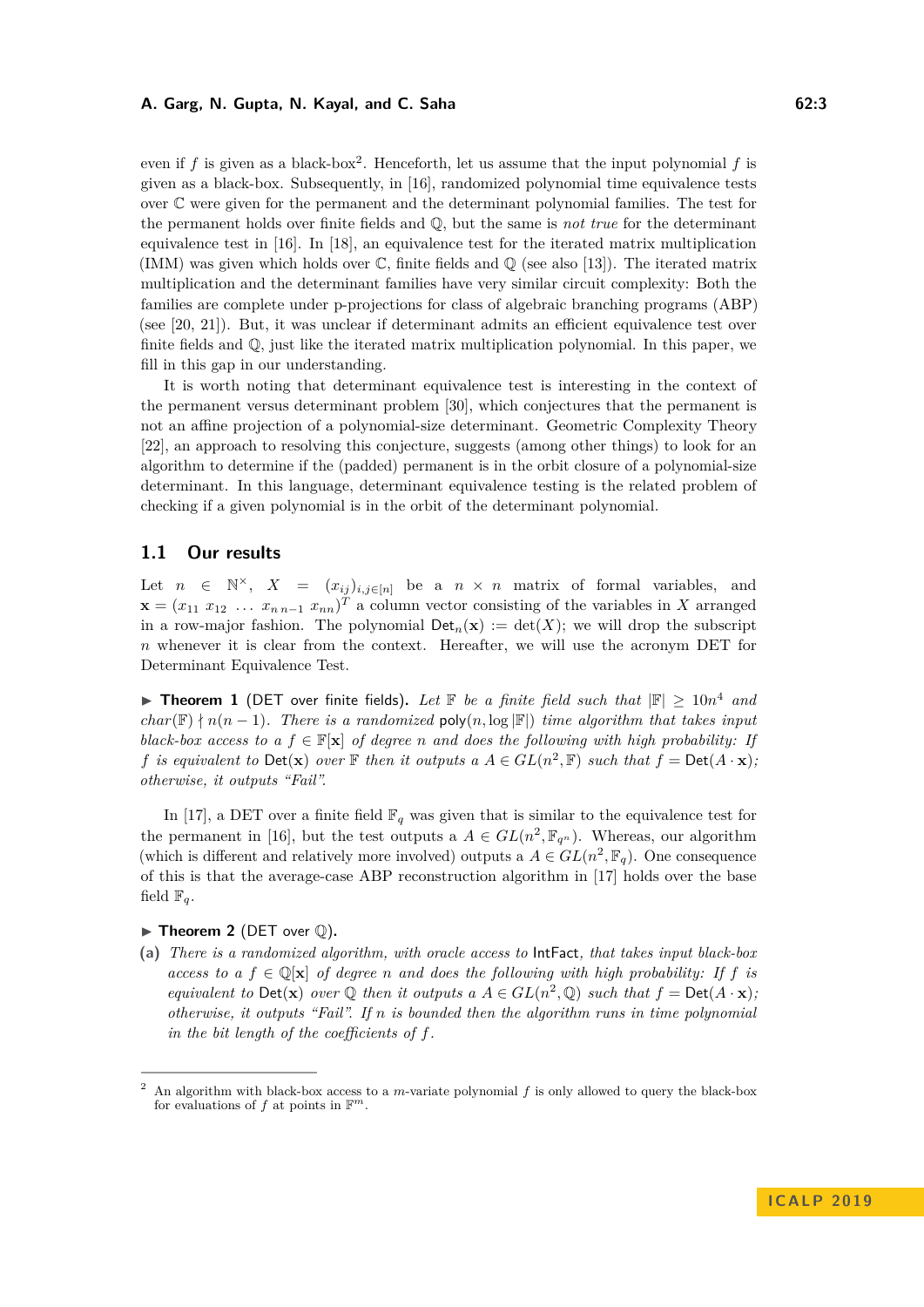even if $f$ is given as a black-box[2]. Henceforth, let us assume that the input polynomial $f$ is given as a black-box. Subsequently, in [16], randomized polynomial time equivalence tests over $\mathbb{C}$ were given for the permanent and the determinant polynomial families. The test for the permanent holds over finite fields and $\mathbb{Q}$, but the same is *not true* for the determinant equivalence test in [16]. In [18], an equivalence test for the iterated matrix multiplication (IMM) was given which holds over $\mathbb{C}$, finite fields and $\mathbb{Q}$ (see also [13]). The iterated matrix multiplication and the determinant families have very similar circuit complexity: Both the families are complete under p-projections for class of algebraic branching programs (ABP) (see [20, 21]). But, it was unclear if determinant admits an efficient equivalence test over finite fields and $\mathbb{Q}$, just like the iterated matrix multiplication polynomial. In this paper, we fill in this gap in our understanding.

It is worth noting that determinant equivalence test is interesting in the context of the permanent versus determinant problem [30], which conjectures that the permanent is not an affine projection of a polynomial-size determinant. Geometric Complexity Theory [22], an approach to resolving this conjecture, suggests (among other things) to look for an algorithm to determine if the (padded) permanent is in the orbit closure of a polynomial-size determinant. In this language, determinant equivalence testing is the related problem of checking if a given polynomial is in the orbit of the determinant polynomial.

## 1.1 Our results

Let $n \in \mathbb{N}^{\times}$, $X = (x_{ij})_{i,j\in[n]}$ be a $n \times n$ matrix of formal variables, and $\mathbf{x} = (x_{11}\ x_{12}\ \ldots\ x_{n\,n-1}\ x_{nn})^T$ a column vector consisting of the variables in $X$ arranged in a row-major fashion. The polynomial $\mathsf{Det}_n(\mathbf{x}) := \det(X)$; we will drop the subscript $n$ whenever it is clear from the context. Hereafter, we will use the acronym DET for Determinant Equivalence Test.

▶ **Theorem 1** (DET over finite fields). *Let $\mathbb{F}$ be a finite field such that $|\mathbb{F}| \geq 10n^4$ and $char(\mathbb{F}) \nmid n(n-1)$. There is a randomized $\mathsf{poly}(n, \log|\mathbb{F}|)$ time algorithm that takes input black-box access to a $f \in \mathbb{F}[\mathbf{x}]$ of degree $n$ and does the following with high probability: If $f$ is equivalent to $\mathsf{Det}(\mathbf{x})$ over $\mathbb{F}$ then it outputs a $A \in GL(n^2, \mathbb{F})$ such that $f = \mathsf{Det}(A \cdot \mathbf{x})$; otherwise, it outputs "Fail".*

In [17], a DET over a finite field $\mathbb{F}_q$ was given that is similar to the equivalence test for the permanent in [16], but the test outputs a $A \in GL(n^2, \mathbb{F}_{q^n})$. Whereas, our algorithm (which is different and relatively more involved) outputs a $A \in GL(n^2, \mathbb{F}_q)$. One consequence of this is that the average-case ABP reconstruction algorithm in [17] holds over the base field $\mathbb{F}_q$.

▶ **Theorem 2** (DET over $\mathbb{Q}$).

**(a)** *There is a randomized algorithm, with oracle access to $\mathsf{IntFact}$, that takes input black-box access to a $f \in \mathbb{Q}[\mathbf{x}]$ of degree $n$ and does the following with high probability: If $f$ is equivalent to $\mathsf{Det}(\mathbf{x})$ over $\mathbb{Q}$ then it outputs a $A \in GL(n^2, \mathbb{Q})$ such that $f = \mathsf{Det}(A \cdot \mathbf{x})$; otherwise, it outputs "Fail". If $n$ is bounded then the algorithm runs in time polynomial in the bit length of the coefficients of $f$.*

---

[2] An algorithm with black-box access to a $m$-variate polynomial $f$ is only allowed to query the black-box for evaluations of $f$ at points in $\mathbb{F}^m$.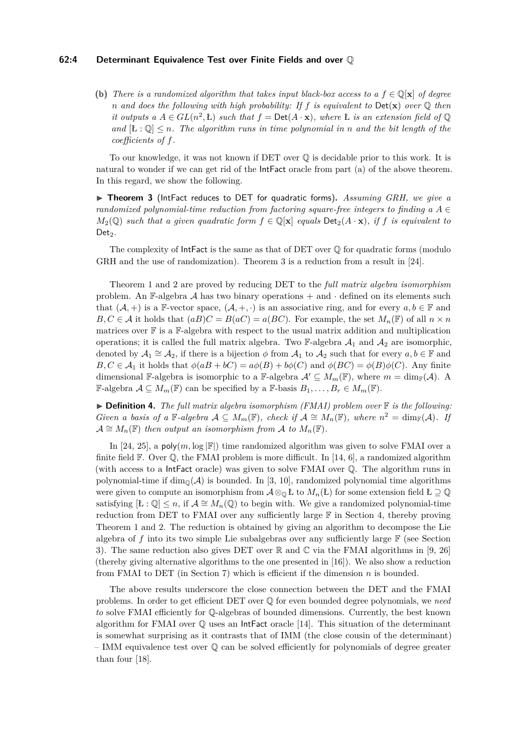**(b)** *There is a randomized algorithm that takes input black-box access to a $f \in \mathbb{Q}[\mathbf{x}]$ of degree $n$ and does the following with high probability: If $f$ is equivalent to $\mathsf{Det}(\mathbf{x})$ over $\mathbb{Q}$ then it outputs a $A \in GL(n^2, \text{Ł})$ such that $f = \mathsf{Det}(A \cdot \mathbf{x})$, where Ł is an extension field of $\mathbb{Q}$ and $[\text{Ł} : \mathbb{Q}] \leq n$. The algorithm runs in time polynomial in $n$ and the bit length of the coefficients of $f$.*

To our knowledge, it was not known if DET over $\mathbb{Q}$ is decidable prior to this work. It is natural to wonder if we can get rid of the IntFact oracle from part (a) of the above theorem. In this regard, we show the following.

▶ **Theorem 3** (IntFact reduces to DET for quadratic forms)**.** *Assuming GRH, we give a randomized polynomial-time reduction from factoring square-free integers to finding a $A \in M_2(\mathbb{Q})$ such that a given quadratic form $f \in \mathbb{Q}[\mathbf{x}]$ equals $\mathsf{Det}_2(A \cdot \mathbf{x})$, if $f$ is equivalent to $\mathsf{Det}_2$.*

The complexity of IntFact is the same as that of DET over $\mathbb{Q}$ for quadratic forms (modulo GRH and the use of randomization). Theorem 3 is a reduction from a result in [24].

Theorem 1 and 2 are proved by reducing DET to the *full matrix algebra isomorphism* problem. An $\mathbb{F}$-algebra $\mathcal{A}$ has two binary operations $+$ and $\cdot$ defined on its elements such that $(\mathcal{A}, +)$ is a $\mathbb{F}$-vector space, $(\mathcal{A}, +, \cdot)$ is an associative ring, and for every $a, b \in \mathbb{F}$ and $B, C \in \mathcal{A}$ it holds that $(aB)C = B(aC) = a(BC)$. For example, the set $M_n(\mathbb{F})$ of all $n \times n$ matrices over $\mathbb{F}$ is a $\mathbb{F}$-algebra with respect to the usual matrix addition and multiplication operations; it is called the full matrix algebra. Two $\mathbb{F}$-algebra $\mathcal{A}_1$ and $\mathcal{A}_2$ are isomorphic, denoted by $\mathcal{A}_1 \cong \mathcal{A}_2$, if there is a bijection $\phi$ from $\mathcal{A}_1$ to $\mathcal{A}_2$ such that for every $a, b \in \mathbb{F}$ and $B, C \in \mathcal{A}_1$ it holds that $\phi(aB + bC) = a\phi(B) + b\phi(C)$ and $\phi(BC) = \phi(B)\phi(C)$. Any finite dimensional $\mathbb{F}$-algebra is isomorphic to a $\mathbb{F}$-algebra $\mathcal{A}' \subseteq M_m(\mathbb{F})$, where $m = \dim_{\mathbb{F}}(\mathcal{A})$. A $\mathbb{F}$-algebra $\mathcal{A} \subseteq M_m(\mathbb{F})$ can be specified by a $\mathbb{F}$-basis $B_1, \ldots, B_r \in M_m(\mathbb{F})$.

▶ **Definition 4.** *The full matrix algebra isomorphism (FMAI) problem over $\mathbb{F}$ is the following: Given a basis of a $\mathbb{F}$-algebra $\mathcal{A} \subseteq M_m(\mathbb{F})$, check if $\mathcal{A} \cong M_n(\mathbb{F})$, where $n^2 = \dim_{\mathbb{F}}(\mathcal{A})$. If $\mathcal{A} \cong M_n(\mathbb{F})$ then output an isomorphism from $\mathcal{A}$ to $M_n(\mathbb{F})$.*

In [24, 25], a $\mathsf{poly}(m, \log |\mathbb{F}|)$ time randomized algorithm was given to solve FMAI over a finite field $\mathbb{F}$. Over $\mathbb{Q}$, the FMAI problem is more difficult. In [14, 6], a randomized algorithm (with access to a IntFact oracle) was given to solve FMAI over $\mathbb{Q}$. The algorithm runs in polynomial-time if $\dim_{\mathbb{Q}}(\mathcal{A})$ is bounded. In [3, 10], randomized polynomial time algorithms were given to compute an isomorphism from $\mathcal{A} \otimes_{\mathbb{Q}} \text{Ł}$ to $M_n(\text{Ł})$ for some extension field $\text{Ł} \supseteq \mathbb{Q}$ satisfying $[\text{Ł} : \mathbb{Q}] \leq n$, if $\mathcal{A} \cong M_n(\mathbb{Q})$ to begin with. We give a randomized polynomial-time reduction from DET to FMAI over any sufficiently large $\mathbb{F}$ in Section 4, thereby proving Theorem 1 and 2. The reduction is obtained by giving an algorithm to decompose the Lie algebra of $f$ into its two simple Lie subalgebras over any sufficiently large $\mathbb{F}$ (see Section 3). The same reduction also gives DET over $\mathbb{R}$ and $\mathbb{C}$ via the FMAI algorithms in [9, 26] (thereby giving alternative algorithms to the one presented in [16]). We also show a reduction from FMAI to DET (in Section 7) which is efficient if the dimension $n$ is bounded.

The above results underscore the close connection between the DET and the FMAI problems. In order to get efficient DET over $\mathbb{Q}$ for even bounded degree polynomials, we *need to* solve FMAI efficiently for $\mathbb{Q}$-algebras of bounded dimensions. Currently, the best known algorithm for FMAI over $\mathbb{Q}$ uses an IntFact oracle [14]. This situation of the determinant is somewhat surprising as it contrasts that of IMM (the close cousin of the determinant) – IMM equivalence test over $\mathbb{Q}$ can be solved efficiently for polynomials of degree greater than four [18].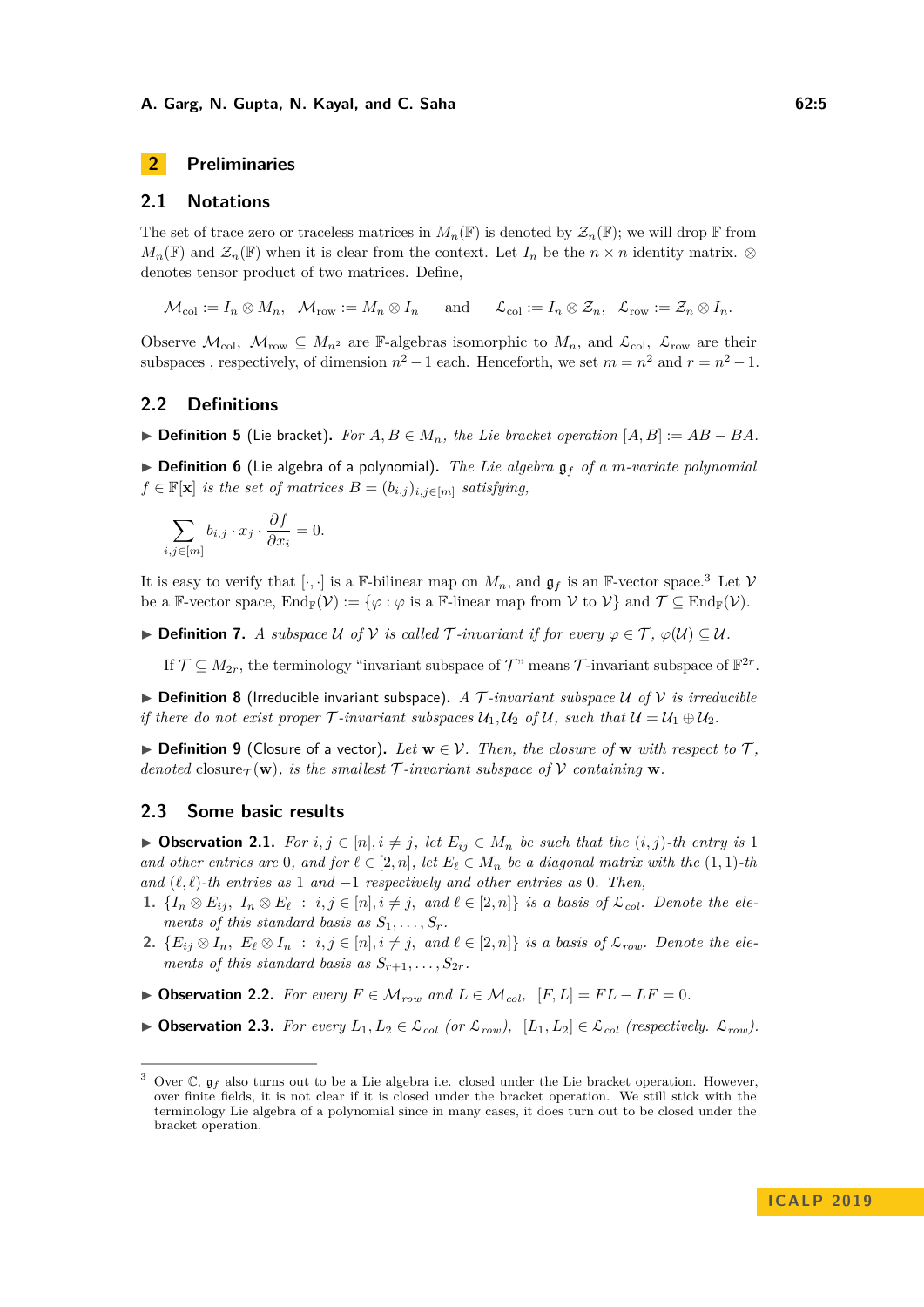## 2 Preliminaries

### 2.1 Notations

The set of trace zero or traceless matrices in $M_n(\mathbb{F})$ is denoted by $\mathcal{Z}_n(\mathbb{F})$; we will drop $\mathbb{F}$ from $M_n(\mathbb{F})$ and $\mathcal{Z}_n(\mathbb{F})$ when it is clear from the context. Let $I_n$ be the $n \times n$ identity matrix. $\otimes$ denotes tensor product of two matrices. Define,

$$\mathcal{M}_{\text{col}} := I_n \otimes M_n, \quad \mathcal{M}_{\text{row}} := M_n \otimes I_n \qquad \text{and} \qquad \mathcal{L}_{\text{col}} := I_n \otimes \mathcal{Z}_n, \quad \mathcal{L}_{\text{row}} := \mathcal{Z}_n \otimes I_n.$$

Observe $\mathcal{M}_{\text{col}}$, $\mathcal{M}_{\text{row}} \subseteq M_{n^2}$ are $\mathbb{F}$-algebras isomorphic to $M_n$, and $\mathcal{L}_{\text{col}}$, $\mathcal{L}_{\text{row}}$ are their subspaces , respectively, of dimension $n^2 - 1$ each. Henceforth, we set $m = n^2$ and $r = n^2 - 1$.

### 2.2 Definitions

▶ **Definition 5** (Lie bracket). *For $A, B \in M_n$, the Lie bracket operation $[A, B] := AB - BA$.*

▶ **Definition 6** (Lie algebra of a polynomial). *The Lie algebra $\mathfrak{g}_f$ of a $m$-variate polynomial $f \in \mathbb{F}[\mathbf{x}]$ is the set of matrices $B = (b_{i,j})_{i,j \in [m]}$ satisfying,*

$$\sum_{i,j \in [m]} b_{i,j} \cdot x_j \cdot \frac{\partial f}{\partial x_i} = 0.$$

It is easy to verify that $[\cdot,\cdot]$ is a $\mathbb{F}$-bilinear map on $M_n$, and $\mathfrak{g}_f$ is an $\mathbb{F}$-vector space.[3] Let $\mathcal{V}$ be a $\mathbb{F}$-vector space, $\text{End}_{\mathbb{F}}(\mathcal{V}) := \{\varphi : \varphi \text{ is a } \mathbb{F}\text{-linear map from } \mathcal{V} \text{ to } \mathcal{V}\}$ and $\mathcal{T} \subseteq \text{End}_{\mathbb{F}}(\mathcal{V})$.

▶ **Definition 7.** *A subspace $\mathcal{U}$ of $\mathcal{V}$ is called $\mathcal{T}$-invariant if for every $\varphi \in \mathcal{T}$, $\varphi(\mathcal{U}) \subseteq \mathcal{U}$.*

If $\mathcal{T} \subseteq M_{2r}$, the terminology "invariant subspace of $\mathcal{T}$" means $\mathcal{T}$-invariant subspace of $\mathbb{F}^{2r}$.

▶ **Definition 8** (Irreducible invariant subspace). *A $\mathcal{T}$-invariant subspace $\mathcal{U}$ of $\mathcal{V}$ is irreducible if there do not exist proper $\mathcal{T}$-invariant subspaces $\mathcal{U}_1, \mathcal{U}_2$ of $\mathcal{U}$, such that $\mathcal{U} = \mathcal{U}_1 \oplus \mathcal{U}_2$.*

▶ **Definition 9** (Closure of a vector). *Let $\mathbf{w} \in \mathcal{V}$. Then, the closure of $\mathbf{w}$ with respect to $\mathcal{T}$, denoted $\text{closure}_{\mathcal{T}}(\mathbf{w})$, is the smallest $\mathcal{T}$-invariant subspace of $\mathcal{V}$ containing $\mathbf{w}$.*

### 2.3 Some basic results

▶ **Observation 2.1.** *For $i, j \in [n], i \neq j$, let $E_{ij} \in M_n$ be such that the $(i, j)$-th entry is 1 and other entries are 0, and for $\ell \in [2, n]$, let $E_\ell \in M_n$ be a diagonal matrix with the $(1,1)$-th and $(\ell,\ell)$-th entries as 1 and $-1$ respectively and other entries as 0. Then,*

1. *$\{I_n \otimes E_{ij},\ I_n \otimes E_\ell \ : \ i, j \in [n], i \neq j, \text{ and } \ell \in [2, n]\}$ is a basis of $\mathcal{L}_{col}$. Denote the elements of this standard basis as $S_1, \ldots, S_r$.*
2. *$\{E_{ij} \otimes I_n,\ E_\ell \otimes I_n \ : \ i, j \in [n], i \neq j, \text{ and } \ell \in [2, n]\}$ is a basis of $\mathcal{L}_{row}$. Denote the elements of this standard basis as $S_{r+1}, \ldots, S_{2r}$.*

▶ **Observation 2.2.** *For every $F \in \mathcal{M}_{row}$ and $L \in \mathcal{M}_{col}$, $[F, L] = FL - LF = 0$.*

▶ **Observation 2.3.** *For every $L_1, L_2 \in \mathcal{L}_{col}$ (or $\mathcal{L}_{row}$), $[L_1, L_2] \in \mathcal{L}_{col}$ (respectively. $\mathcal{L}_{row}$).*

---

[3] Over $\mathbb{C}$, $\mathfrak{g}_f$ also turns out to be a Lie algebra i.e. closed under the Lie bracket operation. However, over finite fields, it is not clear if it is closed under the bracket operation. We still stick with the terminology Lie algebra of a polynomial since in many cases, it does turn out to be closed under the bracket operation.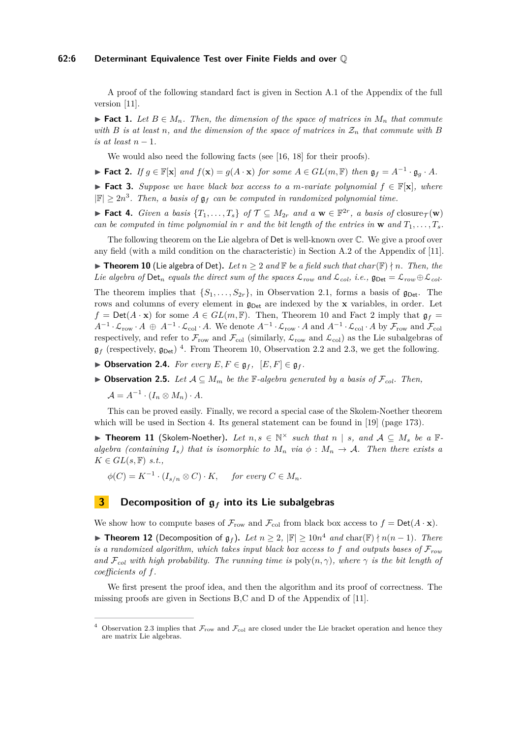A proof of the following standard fact is given in Section A.1 of the Appendix of the full version [11].

▶ **Fact 1.** *Let $B \in M_n$. Then, the dimension of the space of matrices in $M_n$ that commute with $B$ is at least $n$, and the dimension of the space of matrices in $\mathcal{Z}_n$ that commute with $B$ is at least $n-1$.*

We would also need the following facts (see [16, 18] for their proofs).

▶ **Fact 2.** *If $g \in \mathbb{F}[\mathbf{x}]$ and $f(\mathbf{x}) = g(A \cdot \mathbf{x})$ for some $A \in GL(m, \mathbb{F})$ then $\mathfrak{g}_f = A^{-1} \cdot \mathfrak{g}_g \cdot A$.*

▶ **Fact 3.** *Suppose we have black box access to a $m$-variate polynomial $f \in \mathbb{F}[\mathbf{x}]$, where $|\mathbb{F}| \geq 2n^3$. Then, a basis of $\mathfrak{g}_f$ can be computed in randomized polynomial time.*

▶ **Fact 4.** *Given a basis $\{T_1, \ldots, T_s\}$ of $\mathcal{T} \subseteq M_{2r}$ and a $\mathbf{w} \in \mathbb{F}^{2r}$, a basis of $\text{closure}_{\mathcal{T}}(\mathbf{w})$ can be computed in time polynomial in $r$ and the bit length of the entries in $\mathbf{w}$ and $T_1, \ldots, T_s$.*

The following theorem on the Lie algebra of Det is well-known over $\mathbb{C}$. We give a proof over any field (with a mild condition on the characteristic) in Section A.2 of the Appendix of [11].

▶ **Theorem 10** (Lie algebra of Det). *Let $n \geq 2$ and $\mathbb{F}$ be a field such that $char(\mathbb{F}) \nmid n$. Then, the Lie algebra of $\mathsf{Det}_n$ equals the direct sum of the spaces $\mathcal{L}_{row}$ and $\mathcal{L}_{col}$, i.e., $\mathfrak{g}_{\mathsf{Det}} = \mathcal{L}_{row} \oplus \mathcal{L}_{col}$.*

The theorem implies that $\{S_1, \ldots, S_{2r}\}$, in Observation 2.1, forms a basis of $\mathfrak{g}_{\mathsf{Det}}$. The rows and columns of every element in $\mathfrak{g}_{\mathsf{Det}}$ are indexed by the $\mathbf{x}$ variables, in order. Let $f = \mathsf{Det}(A \cdot \mathbf{x})$ for some $A \in GL(m, \mathbb{F})$. Then, Theorem 10 and Fact 2 imply that $\mathfrak{g}_f = A^{-1} \cdot \mathcal{L}_{\text{row}} \cdot A \,\oplus\, A^{-1} \cdot \mathcal{L}_{\text{col}} \cdot A$. We denote $A^{-1} \cdot \mathcal{L}_{\text{row}} \cdot A$ and $A^{-1} \cdot \mathcal{L}_{\text{col}} \cdot A$ by $\mathcal{F}_{\text{row}}$ and $\mathcal{F}_{\text{col}}$ respectively, and refer to $\mathcal{F}_{\text{row}}$ and $\mathcal{F}_{\text{col}}$ (similarly, $\mathcal{L}_{\text{row}}$ and $\mathcal{L}_{\text{col}}$) as the Lie subalgebras of $\mathfrak{g}_f$ (respectively, $\mathfrak{g}_{\mathsf{Det}}$) [4]. From Theorem 10, Observation 2.2 and 2.3, we get the following.

▶ **Observation 2.4.** *For every $E, F \in \mathfrak{g}_f$, $[E, F] \in \mathfrak{g}_f$.*

▶ **Observation 2.5.** *Let $\mathcal{A} \subseteq M_m$ be the $\mathbb{F}$-algebra generated by a basis of $\mathcal{F}_{col}$. Then,*

$$\mathcal{A} = A^{-1} \cdot (I_n \otimes M_n) \cdot A.$$

This can be proved easily. Finally, we record a special case of the Skolem-Noether theorem which will be used in Section 4. Its general statement can be found in [19] (page 173).

▶ **Theorem 11** (Skolem-Noether). *Let $n, s \in \mathbb{N}^{\times}$ such that $n \mid s$, and $\mathcal{A} \subseteq M_s$ be a $\mathbb{F}$-algebra (containing $I_s$) that is isomorphic to $M_n$ via $\phi : M_n \to \mathcal{A}$. Then there exists a $K \in GL(s, \mathbb{F})$ s.t.,*

$$\phi(C) = K^{-1} \cdot (I_{s/n} \otimes C) \cdot K, \quad \text{for every } C \in M_n.$$

## 3 Decomposition of $\mathfrak{g}_f$ into its Lie subalgebras

We show how to compute bases of $\mathcal{F}_{\text{row}}$ and $\mathcal{F}_{\text{col}}$ from black box access to $f = \mathsf{Det}(A \cdot \mathbf{x})$.

▶ **Theorem 12** (Decomposition of $\mathfrak{g}_f$). *Let $n \geq 2$, $|\mathbb{F}| \geq 10n^4$ and $\text{char}(\mathbb{F}) \nmid n(n-1)$. There is a randomized algorithm, which takes input black box access to $f$ and outputs bases of $\mathcal{F}_{row}$ and $\mathcal{F}_{col}$ with high probability. The running time is $\text{poly}(n, \gamma)$, where $\gamma$ is the bit length of coefficients of $f$.*

We first present the proof idea, and then the algorithm and its proof of correctness. The missing proofs are given in Sections B,C and D of the Appendix of [11].

---

[4] Observation 2.3 implies that $\mathcal{F}_{\text{row}}$ and $\mathcal{F}_{\text{col}}$ are closed under the Lie bracket operation and hence they are matrix Lie algebras.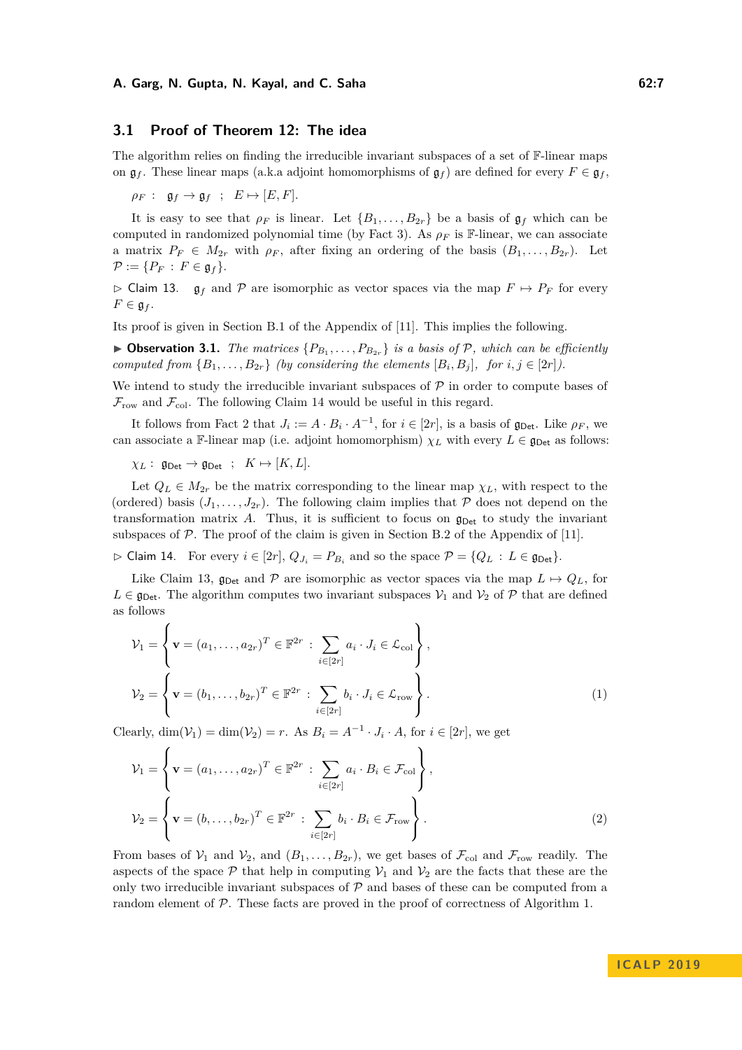## 3.1 Proof of Theorem 12: The idea

The algorithm relies on finding the irreducible invariant subspaces of a set of $\mathbb{F}$-linear maps on $\mathfrak{g}_f$. These linear maps (a.k.a adjoint homomorphisms of $\mathfrak{g}_f$) are defined for every $F \in \mathfrak{g}_f$,

$$\rho_F : \quad \mathfrak{g}_f \to \mathfrak{g}_f \quad ; \quad E \mapsto [E, F].$$

It is easy to see that $\rho_F$ is linear. Let $\{B_1, \ldots, B_{2r}\}$ be a basis of $\mathfrak{g}_f$ which can be computed in randomized polynomial time (by Fact 3). As $\rho_F$ is $\mathbb{F}$-linear, we can associate a matrix $P_F \in M_{2r}$ with $\rho_F$, after fixing an ordering of the basis $(B_1, \ldots, B_{2r})$. Let $\mathcal{P} := \{P_F : F \in \mathfrak{g}_f\}$.

▷ Claim 13. $\mathfrak{g}_f$ and $\mathcal{P}$ are isomorphic as vector spaces via the map $F \mapsto P_F$ for every $F \in \mathfrak{g}_f$.

Its proof is given in Section B.1 of the Appendix of [11]. This implies the following.

▶ **Observation 3.1.** *The matrices $\{P_{B_1}, \ldots, P_{B_{2r}}\}$ is a basis of $\mathcal{P}$, which can be efficiently computed from $\{B_1, \ldots, B_{2r}\}$ (by considering the elements $[B_i, B_j]$, for $i, j \in [2r]$).*

We intend to study the irreducible invariant subspaces of $\mathcal{P}$ in order to compute bases of $\mathcal{F}_{\text{row}}$ and $\mathcal{F}_{\text{col}}$. The following Claim 14 would be useful in this regard.

It follows from Fact 2 that $J_i := A \cdot B_i \cdot A^{-1}$, for $i \in [2r]$, is a basis of $\mathfrak{g}_{\mathsf{Det}}$. Like $\rho_F$, we can associate a $\mathbb{F}$-linear map (i.e. adjoint homomorphism) $\chi_L$ with every $L \in \mathfrak{g}_{\mathsf{Det}}$ as follows:

$$\chi_L : \ \mathfrak{g}_{\mathsf{Det}} \to \mathfrak{g}_{\mathsf{Det}} \quad ; \quad K \mapsto [K, L].$$

Let $Q_L \in M_{2r}$ be the matrix corresponding to the linear map $\chi_L$, with respect to the (ordered) basis $(J_1, \ldots, J_{2r})$. The following claim implies that $\mathcal{P}$ does not depend on the transformation matrix $A$. Thus, it is sufficient to focus on $\mathfrak{g}_{\mathsf{Det}}$ to study the invariant subspaces of $\mathcal{P}$. The proof of the claim is given in Section B.2 of the Appendix of [11].

▷ Claim 14. For every $i \in [2r]$, $Q_{J_i} = P_{B_i}$ and so the space $\mathcal{P} = \{Q_L : L \in \mathfrak{g}_{\mathsf{Det}}\}$.

Like Claim 13, $\mathfrak{g}_{\mathsf{Det}}$ and $\mathcal{P}$ are isomorphic as vector spaces via the map $L \mapsto Q_L$, for $L \in \mathfrak{g}_{\mathsf{Det}}$. The algorithm computes two invariant subspaces $\mathcal{V}_1$ and $\mathcal{V}_2$ of $\mathcal{P}$ that are defined as follows

$$\mathcal{V}_1 = \left\{ \mathbf{v} = (a_1, \ldots, a_{2r})^T \in \mathbb{F}^{2r} \ : \ \sum_{i \in [2r]} a_i \cdot J_i \in \mathcal{L}_{\text{col}} \right\},$$

$$\mathcal{V}_2 = \left\{ \mathbf{v} = (b_1, \ldots, b_{2r})^T \in \mathbb{F}^{2r} \ : \ \sum_{i \in [2r]} b_i \cdot J_i \in \mathcal{L}_{\text{row}} \right\}. \tag{1}$$

Clearly, $\dim(\mathcal{V}_1) = \dim(\mathcal{V}_2) = r$. As $B_i = A^{-1} \cdot J_i \cdot A$, for $i \in [2r]$, we get

$$\mathcal{V}_1 = \left\{ \mathbf{v} = (a_1, \ldots, a_{2r})^T \in \mathbb{F}^{2r} \ : \ \sum_{i \in [2r]} a_i \cdot B_i \in \mathcal{F}_{\text{col}} \right\},$$

$$\mathcal{V}_2 = \left\{ \mathbf{v} = (b, \ldots, b_{2r})^T \in \mathbb{F}^{2r} \ : \ \sum_{i \in [2r]} b_i \cdot B_i \in \mathcal{F}_{\text{row}} \right\}. \tag{2}$$

From bases of $\mathcal{V}_1$ and $\mathcal{V}_2$, and $(B_1, \ldots, B_{2r})$, we get bases of $\mathcal{F}_{\text{col}}$ and $\mathcal{F}_{\text{row}}$ readily. The aspects of the space $\mathcal{P}$ that help in computing $\mathcal{V}_1$ and $\mathcal{V}_2$ are the facts that these are the only two irreducible invariant subspaces of $\mathcal{P}$ and bases of these can be computed from a random element of $\mathcal{P}$. These facts are proved in the proof of correctness of Algorithm 1.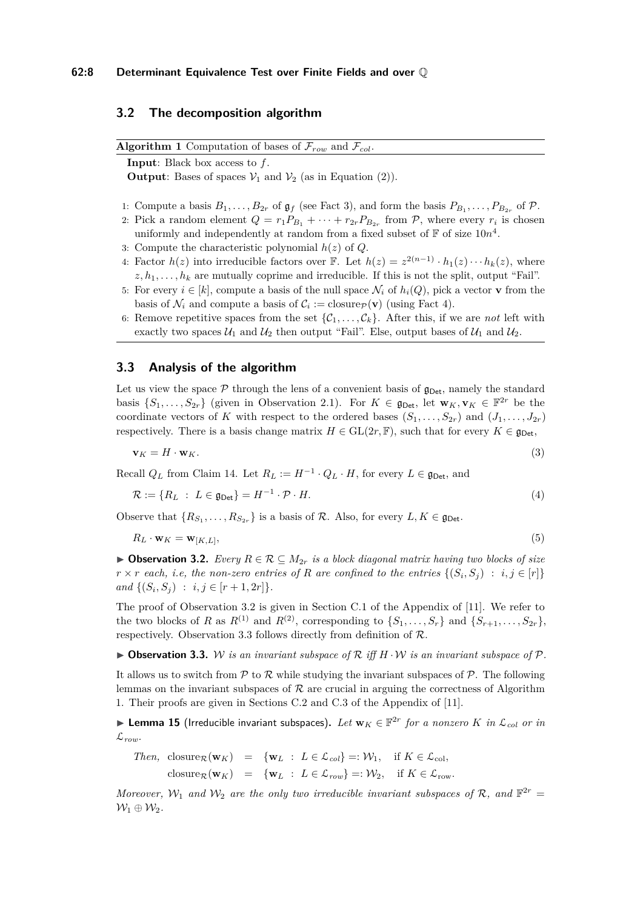### 3.2 The decomposition algorithm

**Algorithm 1** Computation of bases of $\mathcal{F}_{row}$ and $\mathcal{F}_{col}$.

**Input**: Black box access to $f$.

**Output**: Bases of spaces $\mathcal{V}_1$ and $\mathcal{V}_2$ (as in Equation (2)).

1: Compute a basis $B_1, \ldots, B_{2r}$ of $\mathfrak{g}_f$ (see Fact 3), and form the basis $P_{B_1}, \ldots, P_{B_{2r}}$ of $\mathcal{P}$.

2: Pick a random element $Q = r_1 P_{B_1} + \cdots + r_{2r} P_{B_{2r}}$ from $\mathcal{P}$, where every $r_i$ is chosen uniformly and independently at random from a fixed subset of $\mathbb{F}$ of size $10n^4$.

3: Compute the characteristic polynomial $h(z)$ of $Q$.

4: Factor $h(z)$ into irreducible factors over $\mathbb{F}$. Let $h(z) = z^{2(n-1)} \cdot h_1(z) \cdots h_k(z)$, where $z, h_1, \ldots, h_k$ are mutually coprime and irreducible. If this is not the split, output "Fail".

5: For every $i \in [k]$, compute a basis of the null space $\mathcal{N}_i$ of $h_i(Q)$, pick a vector $\mathbf{v}$ from the basis of $\mathcal{N}_i$ and compute a basis of $\mathcal{C}_i := \text{closure}_{\mathcal{P}}(\mathbf{v})$ (using Fact 4).

6: Remove repetitive spaces from the set $\{\mathcal{C}_1, \ldots, \mathcal{C}_k\}$. After this, if we are *not* left with exactly two spaces $\mathcal{U}_1$ and $\mathcal{U}_2$ then output "Fail". Else, output bases of $\mathcal{U}_1$ and $\mathcal{U}_2$.

### 3.3 Analysis of the algorithm

Let us view the space $\mathcal{P}$ through the lens of a convenient basis of $\mathfrak{g}_{\mathsf{Det}}$, namely the standard basis $\{S_1, \ldots, S_{2r}\}$ (given in Observation 2.1). For $K \in \mathfrak{g}_{\mathsf{Det}}$, let $\mathbf{w}_K, \mathbf{v}_K \in \mathbb{F}^{2r}$ be the coordinate vectors of $K$ with respect to the ordered bases $(S_1, \ldots, S_{2r})$ and $(J_1, \ldots, J_{2r})$ respectively. There is a basis change matrix $H \in \text{GL}(2r, \mathbb{F})$, such that for every $K \in \mathfrak{g}_{\mathsf{Det}}$,

$$\mathbf{v}_K = H \cdot \mathbf{w}_K. \tag{3}$$

Recall $Q_L$ from Claim 14. Let $R_L := H^{-1} \cdot Q_L \cdot H$, for every $L \in \mathfrak{g}_{\mathsf{Det}}$, and

$$\mathcal{R} := \{R_L \ : \ L \in \mathfrak{g}_{\mathsf{Det}}\} = H^{-1} \cdot \mathcal{P} \cdot H. \tag{4}$$

Observe that $\{R_{S_1}, \ldots, R_{S_{2r}}\}$ is a basis of $\mathcal{R}$. Also, for every $L, K \in \mathfrak{g}_{\mathsf{Det}}$.

$$R_L \cdot \mathbf{w}_K = \mathbf{w}_{[K,L]}, \tag{5}$$

▶ **Observation 3.2.** *Every $R \in \mathcal{R} \subseteq M_{2r}$ is a block diagonal matrix having two blocks of size $r \times r$ each, i.e, the non-zero entries of $R$ are confined to the entries $\{(S_i, S_j) \ : \ i, j \in [r]\}$ and $\{(S_i, S_j) \ : \ i, j \in [r+1, 2r]\}$.*

The proof of Observation 3.2 is given in Section C.1 of the Appendix of [11]. We refer to the two blocks of $R$ as $R^{(1)}$ and $R^{(2)}$, corresponding to $\{S_1, \ldots, S_r\}$ and $\{S_{r+1}, \ldots, S_{2r}\}$, respectively. Observation 3.3 follows directly from definition of $\mathcal{R}$.

▶ **Observation 3.3.** *$\mathcal{W}$ is an invariant subspace of $\mathcal{R}$ iff $H \cdot \mathcal{W}$ is an invariant subspace of $\mathcal{P}$.*

It allows us to switch from $\mathcal{P}$ to $\mathcal{R}$ while studying the invariant subspaces of $\mathcal{P}$. The following lemmas on the invariant subspaces of $\mathcal{R}$ are crucial in arguing the correctness of Algorithm 1. Their proofs are given in Sections C.2 and C.3 of the Appendix of [11].

▶ **Lemma 15** (Irreducible invariant subspaces)**.** *Let $\mathbf{w}_K \in \mathbb{F}^{2r}$ for a nonzero $K$ in $\mathcal{L}_{col}$ or in $\mathcal{L}_{row}$.*

*Then,*

$$\text{closure}_{\mathcal{R}}(\mathbf{w}_K) = \{\mathbf{w}_L \ : \ L \in \mathcal{L}_{col}\} =: \mathcal{W}_1, \quad \text{if } K \in \mathcal{L}_{\text{col}},$$

$$\text{closure}_{\mathcal{R}}(\mathbf{w}_K) = \{\mathbf{w}_L \ : \ L \in \mathcal{L}_{row}\} =: \mathcal{W}_2, \quad \text{if } K \in \mathcal{L}_{\text{row}}.$$

*Moreover, $\mathcal{W}_1$ and $\mathcal{W}_2$ are the only two irreducible invariant subspaces of $\mathcal{R}$, and $\mathbb{F}^{2r} = \mathcal{W}_1 \oplus \mathcal{W}_2$.*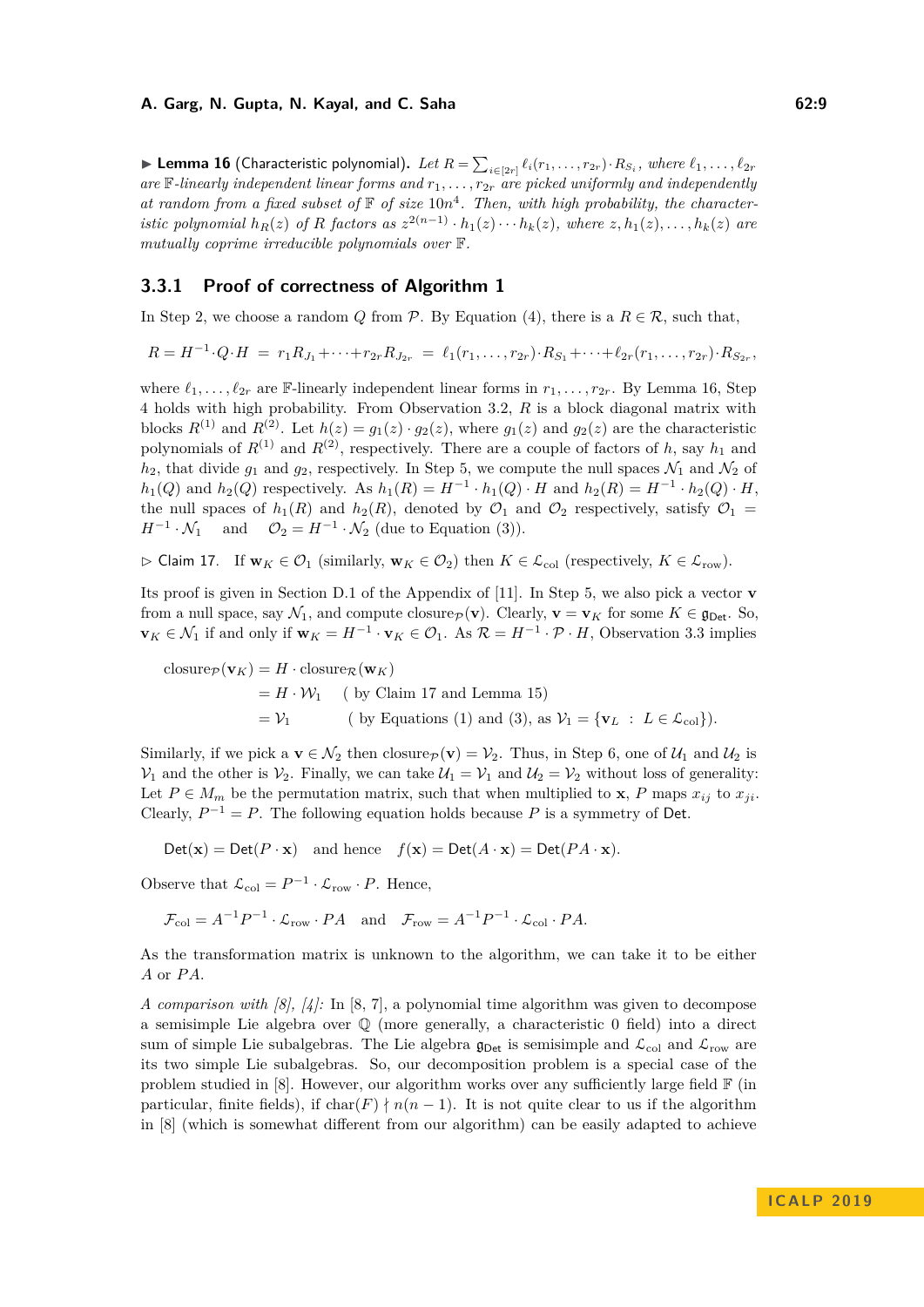▶ **Lemma 16** (Characteristic polynomial). *Let $R = \sum_{i\in[2r]} \ell_i(r_1,\ldots,r_{2r})\cdot R_{S_i}$, where $\ell_1,\ldots,\ell_{2r}$ are $\mathbb{F}$-linearly independent linear forms and $r_1,\ldots,r_{2r}$ are picked uniformly and independently at random from a fixed subset of $\mathbb{F}$ of size $10n^4$. Then, with high probability, the characteristic polynomial $h_R(z)$ of $R$ factors as $z^{2(n-1)}\cdot h_1(z)\cdots h_k(z)$, where $z, h_1(z),\ldots,h_k(z)$ are mutually coprime irreducible polynomials over $\mathbb{F}$.*

### 3.3.1 Proof of correctness of Algorithm 1

In Step 2, we choose a random $Q$ from $\mathcal{P}$. By Equation (4), there is a $R\in\mathcal{R}$, such that,

$$R = H^{-1}\cdot Q\cdot H \;=\; r_1R_{J_1}+\cdots+r_{2r}R_{J_{2r}} \;=\; \ell_1(r_1,\ldots,r_{2r})\cdot R_{S_1}+\cdots+\ell_{2r}(r_1,\ldots,r_{2r})\cdot R_{S_{2r}},$$

where $\ell_1,\ldots,\ell_{2r}$ are $\mathbb{F}$-linearly independent linear forms in $r_1,\ldots,r_{2r}$. By Lemma 16, Step 4 holds with high probability. From Observation 3.2, $R$ is a block diagonal matrix with blocks $R^{(1)}$ and $R^{(2)}$. Let $h(z) = g_1(z)\cdot g_2(z)$, where $g_1(z)$ and $g_2(z)$ are the characteristic polynomials of $R^{(1)}$ and $R^{(2)}$, respectively. There are a couple of factors of $h$, say $h_1$ and $h_2$, that divide $g_1$ and $g_2$, respectively. In Step 5, we compute the null spaces $\mathcal{N}_1$ and $\mathcal{N}_2$ of $h_1(Q)$ and $h_2(Q)$ respectively. As $h_1(R) = H^{-1}\cdot h_1(Q)\cdot H$ and $h_2(R) = H^{-1}\cdot h_2(Q)\cdot H$, the null spaces of $h_1(R)$ and $h_2(R)$, denoted by $\mathcal{O}_1$ and $\mathcal{O}_2$ respectively, satisfy $\mathcal{O}_1 = H^{-1}\cdot\mathcal{N}_1$ and $\mathcal{O}_2 = H^{-1}\cdot\mathcal{N}_2$ (due to Equation (3)).

▷ Claim 17. If $\mathbf{w}_K\in\mathcal{O}_1$ (similarly, $\mathbf{w}_K\in\mathcal{O}_2$) then $K\in\mathfrak{L}_{\text{col}}$ (respectively, $K\in\mathfrak{L}_{\text{row}}$).

Its proof is given in Section D.1 of the Appendix of [11]. In Step 5, we also pick a vector $\mathbf{v}$ from a null space, say $\mathcal{N}_1$, and compute $\text{closure}_{\mathcal{P}}(\mathbf{v})$. Clearly, $\mathbf{v} = \mathbf{v}_K$ for some $K\in\mathfrak{g}_{\mathsf{Det}}$. So, $\mathbf{v}_K\in\mathcal{N}_1$ if and only if $\mathbf{w}_K = H^{-1}\cdot\mathbf{v}_K\in\mathcal{O}_1$. As $\mathcal{R} = H^{-1}\cdot\mathcal{P}\cdot H$, Observation 3.3 implies

$$\begin{aligned}
\text{closure}_{\mathcal{P}}(\mathbf{v}_K) &= H\cdot\text{closure}_{\mathcal{R}}(\mathbf{w}_K)\\
&= H\cdot\mathcal{W}_1 \quad \text{( by Claim 17 and Lemma 15)}\\
&= \mathcal{V}_1 \quad\quad \text{( by Equations (1) and (3), as } \mathcal{V}_1 = \{\mathbf{v}_L \;:\; L\in\mathfrak{L}_{\text{col}}\}).
\end{aligned}$$

Similarly, if we pick a $\mathbf{v}\in\mathcal{N}_2$ then $\text{closure}_{\mathcal{P}}(\mathbf{v}) = \mathcal{V}_2$. Thus, in Step 6, one of $\mathcal{U}_1$ and $\mathcal{U}_2$ is $\mathcal{V}_1$ and the other is $\mathcal{V}_2$. Finally, we can take $\mathcal{U}_1 = \mathcal{V}_1$ and $\mathcal{U}_2 = \mathcal{V}_2$ without loss of generality: Let $P\in M_m$ be the permutation matrix, such that when multiplied to $\mathbf{x}$, $P$ maps $x_{ij}$ to $x_{ji}$. Clearly, $P^{-1} = P$. The following equation holds because $P$ is a symmetry of $\mathsf{Det}$.

$$\mathsf{Det}(\mathbf{x}) = \mathsf{Det}(P\cdot\mathbf{x}) \quad\text{and hence}\quad f(\mathbf{x}) = \mathsf{Det}(A\cdot\mathbf{x}) = \mathsf{Det}(PA\cdot\mathbf{x}).$$

Observe that $\mathfrak{L}_{\text{col}} = P^{-1}\cdot\mathfrak{L}_{\text{row}}\cdot P$. Hence,

$$\mathcal{F}_{\text{col}} = A^{-1}P^{-1}\cdot\mathfrak{L}_{\text{row}}\cdot PA \quad\text{and}\quad \mathcal{F}_{\text{row}} = A^{-1}P^{-1}\cdot\mathfrak{L}_{\text{col}}\cdot PA.$$

As the transformation matrix is unknown to the algorithm, we can take it to be either $A$ or $PA$.

*A comparison with [8], [4]:* In [8, 7], a polynomial time algorithm was given to decompose a semisimple Lie algebra over $\mathbb{Q}$ (more generally, a characteristic 0 field) into a direct sum of simple Lie subalgebras. The Lie algebra $\mathfrak{g}_{\mathsf{Det}}$ is semisimple and $\mathfrak{L}_{\text{col}}$ and $\mathfrak{L}_{\text{row}}$ are its two simple Lie subalgebras. So, our decomposition problem is a special case of the problem studied in [8]. However, our algorithm works over any sufficiently large field $\mathbb{F}$ (in particular, finite fields), if $\text{char}(F)\nmid n(n-1)$. It is not quite clear to us if the algorithm in [8] (which is somewhat different from our algorithm) can be easily adapted to achieve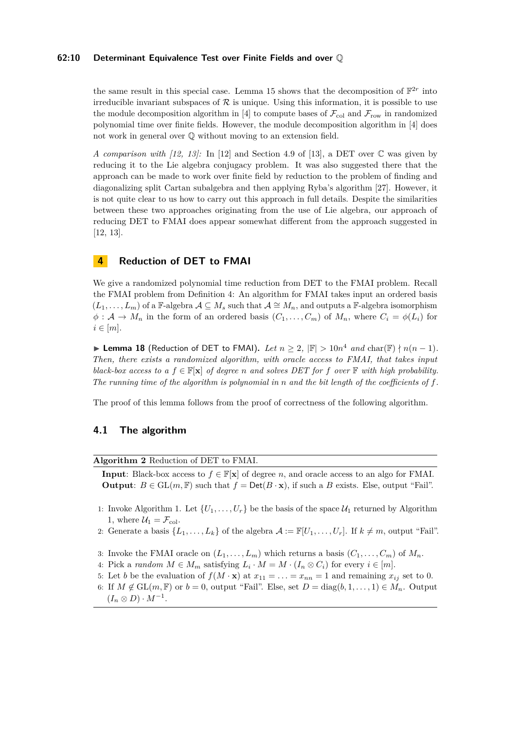the same result in this special case. Lemma 15 shows that the decomposition of $\mathbb{F}^{2r}$ into irreducible invariant subspaces of $\mathcal{R}$ is unique. Using this information, it is possible to use the module decomposition algorithm in [4] to compute bases of $\mathcal{F}_{\text{col}}$ and $\mathcal{F}_{\text{row}}$ in randomized polynomial time over finite fields. However, the module decomposition algorithm in [4] does not work in general over $\mathbb{Q}$ without moving to an extension field.

*A comparison with [12, 13]:* In [12] and Section 4.9 of [13], a DET over $\mathbb{C}$ was given by reducing it to the Lie algebra conjugacy problem. It was also suggested there that the approach can be made to work over finite field by reduction to the problem of finding and diagonalizing split Cartan subalgebra and then applying Ryba's algorithm [27]. However, it is not quite clear to us how to carry out this approach in full details. Despite the similarities between these two approaches originating from the use of Lie algebra, our approach of reducing DET to FMAI does appear somewhat different from the approach suggested in [12, 13].

## 4 Reduction of DET to FMAI

We give a randomized polynomial time reduction from DET to the FMAI problem. Recall the FMAI problem from Definition 4: An algorithm for FMAI takes input an ordered basis $(L_1, \ldots, L_m)$ of a $\mathbb{F}$-algebra $\mathcal{A} \subseteq M_s$ such that $\mathcal{A} \cong M_n$, and outputs a $\mathbb{F}$-algebra isomorphism $\phi : \mathcal{A} \to M_n$ in the form of an ordered basis $(C_1, \ldots, C_m)$ of $M_n$, where $C_i = \phi(L_i)$ for $i \in [m]$.

▶ **Lemma 18** (Reduction of DET to FMAI). *Let $n \geq 2$, $|\mathbb{F}| > 10n^4$ and $\text{char}(\mathbb{F}) \nmid n(n-1)$. Then, there exists a randomized algorithm, with oracle access to FMAI, that takes input black-box access to a $f \in \mathbb{F}[\mathbf{x}]$ of degree $n$ and solves DET for $f$ over $\mathbb{F}$ with high probability. The running time of the algorithm is polynomial in $n$ and the bit length of the coefficients of $f$.*

The proof of this lemma follows from the proof of correctness of the following algorithm.

### 4.1 The algorithm

**Algorithm 2** Reduction of DET to FMAI.

**Input**: Black-box access to $f \in \mathbb{F}[\mathbf{x}]$ of degree $n$, and oracle access to an algo for FMAI.
**Output**: $B \in \text{GL}(m, \mathbb{F})$ such that $f = \mathsf{Det}(B \cdot \mathbf{x})$, if such a $B$ exists. Else, output "Fail".

1: Invoke Algorithm 1. Let $\{U_1, \ldots, U_r\}$ be the basis of the space $\mathcal{U}_1$ returned by Algorithm 1, where $\mathcal{U}_1 = \mathcal{F}_{\text{col}}$.
2: Generate a basis $\{L_1, \ldots, L_k\}$ of the algebra $\mathcal{A} := \mathbb{F}[U_1, \ldots, U_r]$. If $k \neq m$, output "Fail".
3: Invoke the FMAI oracle on $(L_1, \ldots, L_m)$ which returns a basis $(C_1, \ldots, C_m)$ of $M_n$.
4: Pick a *random* $M \in M_m$ satisfying $L_i \cdot M = M \cdot (I_n \otimes C_i)$ for every $i \in [m]$.
5: Let $b$ be the evaluation of $f(M \cdot \mathbf{x})$ at $x_{11} = \ldots = x_{nn} = 1$ and remaining $x_{ij}$ set to 0.
6: If $M \notin \text{GL}(m, \mathbb{F})$ or $b = 0$, output "Fail". Else, set $D = \text{diag}(b, 1, \ldots, 1) \in M_n$. Output $(I_n \otimes D) \cdot M^{-1}$.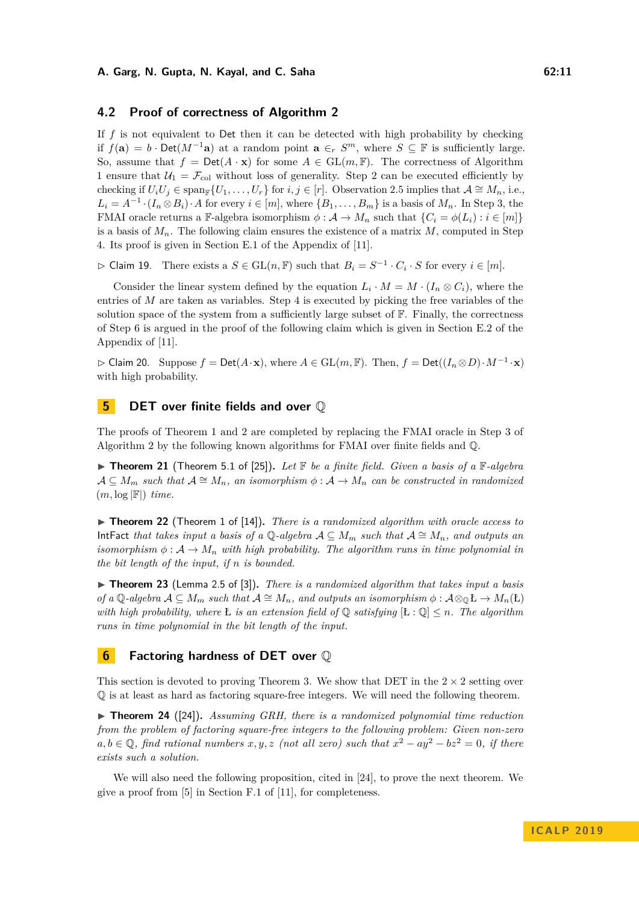## 4.2 Proof of correctness of Algorithm 2

If $f$ is not equivalent to $\mathsf{Det}$ then it can be detected with high probability by checking if $f(\mathbf{a}) = b \cdot \mathsf{Det}(M^{-1}\mathbf{a})$ at a random point $\mathbf{a} \in_r S^m$, where $S \subseteq \mathbb{F}$ is sufficiently large. So, assume that $f = \mathsf{Det}(A \cdot \mathbf{x})$ for some $A \in \mathrm{GL}(m, \mathbb{F})$. The correctness of Algorithm 1 ensure that $\mathcal{U}_1 = \mathcal{F}_{\mathrm{col}}$ without loss of generality. Step 2 can be executed efficiently by checking if $U_i U_j \in \mathrm{span}_{\mathbb{F}}\{U_1, \ldots, U_r\}$ for $i, j \in [r]$. Observation 2.5 implies that $\mathcal{A} \cong M_n$, i.e., $L_i = A^{-1} \cdot (I_n \otimes B_i) \cdot A$ for every $i \in [m]$, where $\{B_1, \ldots, B_m\}$ is a basis of $M_n$. In Step 3, the FMAI oracle returns a $\mathbb{F}$-algebra isomorphism $\phi : \mathcal{A} \to M_n$ such that $\{C_i = \phi(L_i) : i \in [m]\}$ is a basis of $M_n$. The following claim ensures the existence of a matrix $M$, computed in Step 4. Its proof is given in Section E.1 of the Appendix of [11].

▷ Claim 19. There exists a $S \in \mathrm{GL}(n, \mathbb{F})$ such that $B_i = S^{-1} \cdot C_i \cdot S$ for every $i \in [m]$.

Consider the linear system defined by the equation $L_i \cdot M = M \cdot (I_n \otimes C_i)$, where the entries of $M$ are taken as variables. Step 4 is executed by picking the free variables of the solution space of the system from a sufficiently large subset of $\mathbb{F}$. Finally, the correctness of Step 6 is argued in the proof of the following claim which is given in Section E.2 of the Appendix of [11].

▷ Claim 20. Suppose $f = \mathsf{Det}(A \cdot \mathbf{x})$, where $A \in \mathrm{GL}(m, \mathbb{F})$. Then, $f = \mathsf{Det}((I_n \otimes D) \cdot M^{-1} \cdot \mathbf{x})$ with high probability.

# 5 DET over finite fields and over $\mathbb{Q}$

The proofs of Theorem 1 and 2 are completed by replacing the FMAI oracle in Step 3 of Algorithm 2 by the following known algorithms for FMAI over finite fields and $\mathbb{Q}$.

▶ **Theorem 21** (Theorem 5.1 of [25]). *Let $\mathbb{F}$ be a finite field. Given a basis of a $\mathbb{F}$-algebra $\mathcal{A} \subseteq M_m$ such that $\mathcal{A} \cong M_n$, an isomorphism $\phi : \mathcal{A} \to M_n$ can be constructed in randomized $(m, \log |\mathbb{F}|)$ time.*

▶ **Theorem 22** (Theorem 1 of [14]). *There is a randomized algorithm with oracle access to* $\mathsf{IntFact}$ *that takes input a basis of a $\mathbb{Q}$-algebra $\mathcal{A} \subseteq M_m$ such that $\mathcal{A} \cong M_n$, and outputs an isomorphism $\phi : \mathcal{A} \to M_n$ with high probability. The algorithm runs in time polynomial in the bit length of the input, if $n$ is bounded.*

▶ **Theorem 23** (Lemma 2.5 of [3]). *There is a randomized algorithm that takes input a basis of a $\mathbb{Q}$-algebra $\mathcal{A} \subseteq M_m$ such that $\mathcal{A} \cong M_n$, and outputs an isomorphism $\phi : \mathcal{A} \otimes_{\mathbb{Q}} \text{Ł} \to M_n(\text{Ł})$ with high probability, where Ł is an extension field of $\mathbb{Q}$ satisfying $[\text{Ł} : \mathbb{Q}] \leq n$. The algorithm runs in time polynomial in the bit length of the input.*

# 6 Factoring hardness of DET over $\mathbb{Q}$

This section is devoted to proving Theorem 3. We show that DET in the $2 \times 2$ setting over $\mathbb{Q}$ is at least as hard as factoring square-free integers. We will need the following theorem.

▶ **Theorem 24** ([24]). *Assuming GRH, there is a randomized polynomial time reduction from the problem of factoring square-free integers to the following problem: Given non-zero $a, b \in \mathbb{Q}$, find rational numbers $x, y, z$ (not all zero) such that $x^2 - ay^2 - bz^2 = 0$, if there exists such a solution.*

We will also need the following proposition, cited in [24], to prove the next theorem. We give a proof from [5] in Section F.1 of [11], for completeness.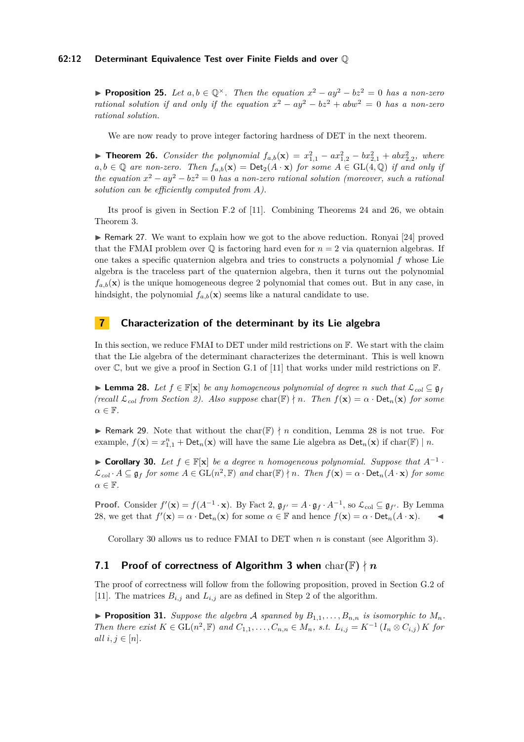▶ **Proposition 25.** *Let $a, b \in \mathbb{Q}^\times$. Then the equation $x^2 - ay^2 - bz^2 = 0$ has a non-zero rational solution if and only if the equation $x^2 - ay^2 - bz^2 + abw^2 = 0$ has a non-zero rational solution.*

We are now ready to prove integer factoring hardness of DET in the next theorem.

▶ **Theorem 26.** *Consider the polynomial $f_{a,b}(\mathbf{x}) = x_{1,1}^2 - ax_{1,2}^2 - bx_{2,1}^2 + abx_{2,2}^2$, where $a, b \in \mathbb{Q}$ are non-zero. Then $f_{a,b}(\mathbf{x}) = \mathsf{Det}_2(A \cdot \mathbf{x})$ for some $A \in \mathrm{GL}(4, \mathbb{Q})$ if and only if the equation $x^2 - ay^2 - bz^2 = 0$ has a non-zero rational solution (moreover, such a rational solution can be efficiently computed from $A$).*

Its proof is given in Section F.2 of [11]. Combining Theorems 24 and 26, we obtain Theorem 3.

▶ Remark 27. We want to explain how we got to the above reduction. Ronyai [24] proved that the FMAI problem over $\mathbb{Q}$ is factoring hard even for $n = 2$ via quaternion algebras. If one takes a specific quaternion algebra and tries to constructs a polynomial $f$ whose Lie algebra is the traceless part of the quaternion algebra, then it turns out the polynomial $f_{a,b}(\mathbf{x})$ is the unique homogeneous degree 2 polynomial that comes out. But in any case, in hindsight, the polynomial $f_{a,b}(\mathbf{x})$ seems like a natural candidate to use.

## 7 Characterization of the determinant by its Lie algebra

In this section, we reduce FMAI to DET under mild restrictions on $\mathbb{F}$. We start with the claim that the Lie algebra of the determinant characterizes the determinant. This is well known over $\mathbb{C}$, but we give a proof in Section G.1 of [11] that works under mild restrictions on $\mathbb{F}$.

▶ **Lemma 28.** *Let $f \in \mathbb{F}[\mathbf{x}]$ be any homogeneous polynomial of degree $n$ such that $\mathcal{L}_{col} \subseteq \mathfrak{g}_f$ (recall $\mathcal{L}_{col}$ from Section 2). Also suppose $\mathrm{char}(\mathbb{F}) \nmid n$. Then $f(\mathbf{x}) = \alpha \cdot \mathsf{Det}_n(\mathbf{x})$ for some $\alpha \in \mathbb{F}$.*

▶ Remark 29. Note that without the $\mathrm{char}(\mathbb{F}) \nmid n$ condition, Lemma 28 is not true. For example, $f(\mathbf{x}) = x_{1,1}^n + \mathsf{Det}_n(\mathbf{x})$ will have the same Lie algebra as $\mathsf{Det}_n(\mathbf{x})$ if $\mathrm{char}(\mathbb{F}) \mid n$.

▶ **Corollary 30.** *Let $f \in \mathbb{F}[\mathbf{x}]$ be a degree $n$ homogeneous polynomial. Suppose that $A^{-1} \cdot \mathcal{L}_{col} \cdot A \subseteq \mathfrak{g}_f$ for some $A \in \mathrm{GL}(n^2, \mathbb{F})$ and $\mathrm{char}(\mathbb{F}) \nmid n$. Then $f(\mathbf{x}) = \alpha \cdot \mathsf{Det}_n(A \cdot \mathbf{x})$ for some $\alpha \in \mathbb{F}$.*

**Proof.** Consider $f'(\mathbf{x}) = f(A^{-1} \cdot \mathbf{x})$. By Fact 2, $\mathfrak{g}_{f'} = A \cdot \mathfrak{g}_f \cdot A^{-1}$, so $\mathcal{L}_{\mathrm{col}} \subseteq \mathfrak{g}_{f'}$. By Lemma 28, we get that $f'(\mathbf{x}) = \alpha \cdot \mathsf{Det}_n(\mathbf{x})$ for some $\alpha \in \mathbb{F}$ and hence $f(\mathbf{x}) = \alpha \cdot \mathsf{Det}_n(A \cdot \mathbf{x})$. ◀

Corollary 30 allows us to reduce FMAI to DET when $n$ is constant (see Algorithm 3).

### 7.1 Proof of correctness of Algorithm 3 when $\mathrm{char}(\mathbb{F}) \nmid n$

The proof of correctness will follow from the following proposition, proved in Section G.2 of [11]. The matrices $B_{i,j}$ and $L_{i,j}$ are as defined in Step 2 of the algorithm.

▶ **Proposition 31.** *Suppose the algebra $\mathcal{A}$ spanned by $B_{1,1}, \ldots, B_{n,n}$ is isomorphic to $M_n$. Then there exist $K \in \mathrm{GL}(n^2, \mathbb{F})$ and $C_{1,1}, \ldots, C_{n,n} \in M_n$, s.t. $L_{i,j} = K^{-1}(I_n \otimes C_{i,j}) K$ for all $i, j \in [n]$.*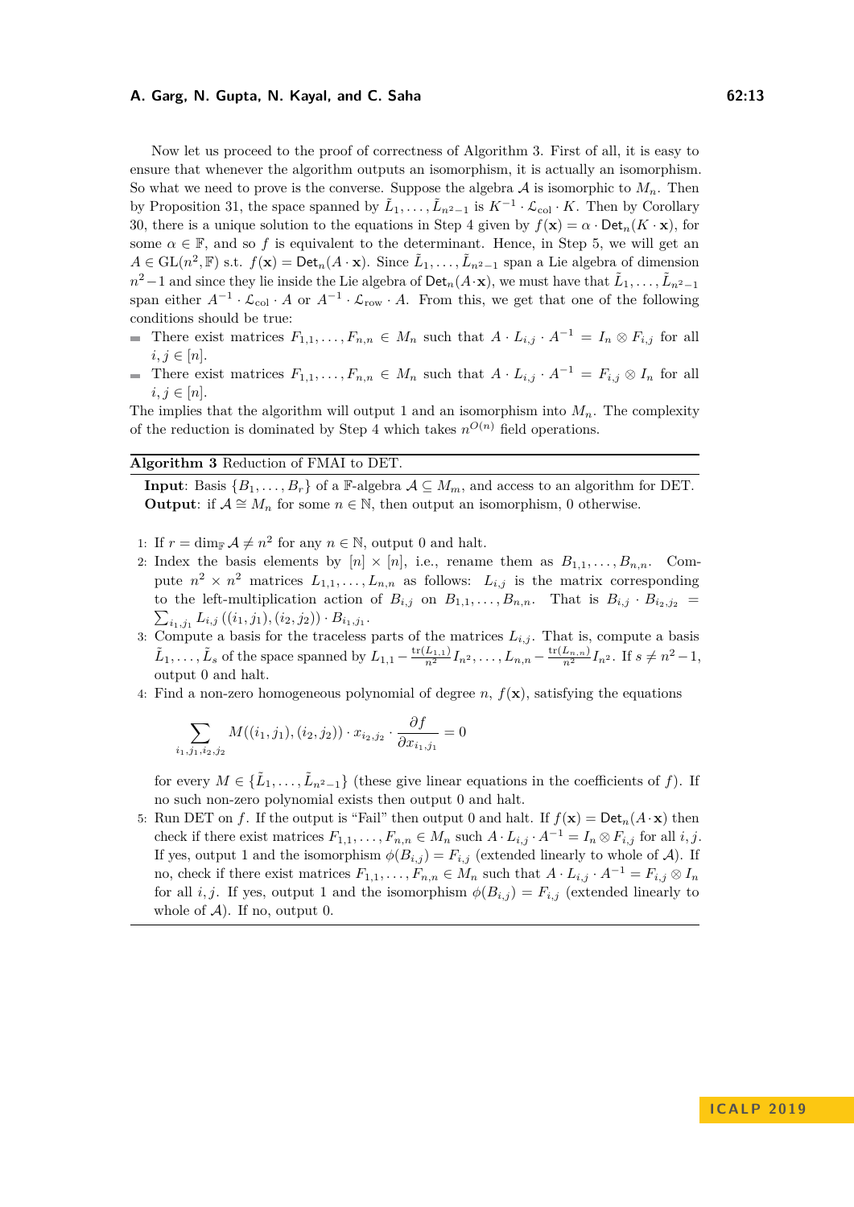Now let us proceed to the proof of correctness of Algorithm 3. First of all, it is easy to ensure that whenever the algorithm outputs an isomorphism, it is actually an isomorphism. So what we need to prove is the converse. Suppose the algebra $\mathcal{A}$ is isomorphic to $M_n$. Then by Proposition 31, the space spanned by $\tilde{L}_1, \ldots, \tilde{L}_{n^2-1}$ is $K^{-1} \cdot \mathcal{L}_{\text{col}} \cdot K$. Then by Corollary 30, there is a unique solution to the equations in Step 4 given by $f(\mathbf{x}) = \alpha \cdot \mathsf{Det}_n(K \cdot \mathbf{x})$, for some $\alpha \in \mathbb{F}$, and so $f$ is equivalent to the determinant. Hence, in Step 5, we will get an $A \in \mathrm{GL}(n^2, \mathbb{F})$ s.t. $f(\mathbf{x}) = \mathsf{Det}_n(A \cdot \mathbf{x})$. Since $\tilde{L}_1, \ldots, \tilde{L}_{n^2-1}$ span a Lie algebra of dimension $n^2-1$ and since they lie inside the Lie algebra of $\mathsf{Det}_n(A \cdot \mathbf{x})$, we must have that $\tilde{L}_1, \ldots, \tilde{L}_{n^2-1}$ span either $A^{-1} \cdot \mathcal{L}_{\text{col}} \cdot A$ or $A^{-1} \cdot \mathcal{L}_{\text{row}} \cdot A$. From this, we get that one of the following conditions should be true:

- There exist matrices $F_{1,1}, \ldots, F_{n,n} \in M_n$ such that $A \cdot L_{i,j} \cdot A^{-1} = I_n \otimes F_{i,j}$ for all $i, j \in [n]$.
- There exist matrices $F_{1,1}, \ldots, F_{n,n} \in M_n$ such that $A \cdot L_{i,j} \cdot A^{-1} = F_{i,j} \otimes I_n$ for all $i, j \in [n]$.

The implies that the algorithm will output 1 and an isomorphism into $M_n$. The complexity of the reduction is dominated by Step 4 which takes $n^{O(n)}$ field operations.

---

**Algorithm 3** Reduction of FMAI to DET.

**Input**: Basis $\{B_1, \ldots, B_r\}$ of a $\mathbb{F}$-algebra $\mathcal{A} \subseteq M_m$, and access to an algorithm for DET.
**Output**: if $\mathcal{A} \cong M_n$ for some $n \in \mathbb{N}$, then output an isomorphism, 0 otherwise.

1: If $r = \dim_{\mathbb{F}} \mathcal{A} \neq n^2$ for any $n \in \mathbb{N}$, output 0 and halt.

2: Index the basis elements by $[n] \times [n]$, i.e., rename them as $B_{1,1}, \ldots, B_{n,n}$. Compute $n^2 \times n^2$ matrices $L_{1,1}, \ldots, L_{n,n}$ as follows: $L_{i,j}$ is the matrix corresponding to the left-multiplication action of $B_{i,j}$ on $B_{1,1}, \ldots, B_{n,n}$. That is $B_{i,j} \cdot B_{i_2,j_2} = \sum_{i_1,j_1} L_{i,j}\left((i_1, j_1), (i_2, j_2)\right) \cdot B_{i_1,j_1}$.

3: Compute a basis for the traceless parts of the matrices $L_{i,j}$. That is, compute a basis $\tilde{L}_1, \ldots, \tilde{L}_s$ of the space spanned by $L_{1,1} - \frac{\mathrm{tr}(L_{1,1})}{n^2} I_{n^2}, \ldots, L_{n,n} - \frac{\mathrm{tr}(L_{n,n})}{n^2} I_{n^2}$. If $s \neq n^2-1$, output 0 and halt.

4: Find a non-zero homogeneous polynomial of degree $n$, $f(\mathbf{x})$, satisfying the equations

$$\sum_{i_1,j_1,i_2,j_2} M((i_1, j_1), (i_2, j_2)) \cdot x_{i_2,j_2} \cdot \frac{\partial f}{\partial x_{i_1,j_1}} = 0$$

for every $M \in \{\tilde{L}_1, \ldots, \tilde{L}_{n^2-1}\}$ (these give linear equations in the coefficients of $f$). If no such non-zero polynomial exists then output 0 and halt.

5: Run DET on $f$. If the output is "Fail" then output 0 and halt. If $f(\mathbf{x}) = \mathsf{Det}_n(A \cdot \mathbf{x})$ then check if there exist matrices $F_{1,1}, \ldots, F_{n,n} \in M_n$ such $A \cdot L_{i,j} \cdot A^{-1} = I_n \otimes F_{i,j}$ for all $i, j$. If yes, output 1 and the isomorphism $\phi(B_{i,j}) = F_{i,j}$ (extended linearly to whole of $\mathcal{A}$). If no, check if there exist matrices $F_{1,1}, \ldots, F_{n,n} \in M_n$ such that $A \cdot L_{i,j} \cdot A^{-1} = F_{i,j} \otimes I_n$ for all $i, j$. If yes, output 1 and the isomorphism $\phi(B_{i,j}) = F_{i,j}$ (extended linearly to whole of $\mathcal{A}$). If no, output 0.

---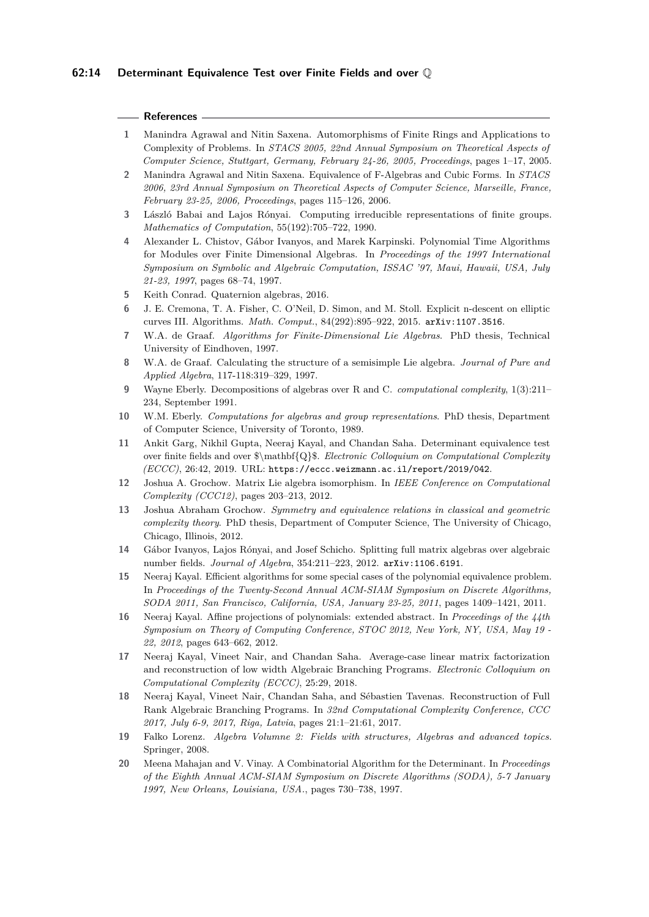## References

1. Manindra Agrawal and Nitin Saxena. Automorphisms of Finite Rings and Applications to Complexity of Problems. In *STACS 2005, 22nd Annual Symposium on Theoretical Aspects of Computer Science, Stuttgart, Germany, February 24-26, 2005, Proceedings*, pages 1–17, 2005.
2. Manindra Agrawal and Nitin Saxena. Equivalence of F-Algebras and Cubic Forms. In *STACS 2006, 23rd Annual Symposium on Theoretical Aspects of Computer Science, Marseille, France, February 23-25, 2006, Proceedings*, pages 115–126, 2006.
3. László Babai and Lajos Rónyai. Computing irreducible representations of finite groups. *Mathematics of Computation*, 55(192):705–722, 1990.
4. Alexander L. Chistov, Gábor Ivanyos, and Marek Karpinski. Polynomial Time Algorithms for Modules over Finite Dimensional Algebras. In *Proceedings of the 1997 International Symposium on Symbolic and Algebraic Computation, ISSAC '97, Maui, Hawaii, USA, July 21-23, 1997*, pages 68–74, 1997.
5. Keith Conrad. Quaternion algebras, 2016.
6. J. E. Cremona, T. A. Fisher, C. O'Neil, D. Simon, and M. Stoll. Explicit n-descent on elliptic curves III. Algorithms. *Math. Comput.*, 84(292):895–922, 2015. arXiv:1107.3516.
7. W.A. de Graaf. *Algorithms for Finite-Dimensional Lie Algebras*. PhD thesis, Technical University of Eindhoven, 1997.
8. W.A. de Graaf. Calculating the structure of a semisimple Lie algebra. *Journal of Pure and Applied Algebra*, 117-118:319–329, 1997.
9. Wayne Eberly. Decompositions of algebras over R and C. *computational complexity*, 1(3):211–234, September 1991.
10. W.M. Eberly. *Computations for algebras and group representations*. PhD thesis, Department of Computer Science, University of Toronto, 1989.
11. Ankit Garg, Nikhil Gupta, Neeraj Kayal, and Chandan Saha. Determinant equivalence test over finite fields and over $\mathbf{Q}$. *Electronic Colloquium on Computational Complexity (ECCC)*, 26:42, 2019. URL: https://eccc.weizmann.ac.il/report/2019/042.
12. Joshua A. Grochow. Matrix Lie algebra isomorphism. In *IEEE Conference on Computational Complexity (CCC12)*, pages 203–213, 2012.
13. Joshua Abraham Grochow. *Symmetry and equivalence relations in classical and geometric complexity theory*. PhD thesis, Department of Computer Science, The University of Chicago, Chicago, Illinois, 2012.
14. Gábor Ivanyos, Lajos Rónyai, and Josef Schicho. Splitting full matrix algebras over algebraic number fields. *Journal of Algebra*, 354:211–223, 2012. arXiv:1106.6191.
15. Neeraj Kayal. Efficient algorithms for some special cases of the polynomial equivalence problem. In *Proceedings of the Twenty-Second Annual ACM-SIAM Symposium on Discrete Algorithms, SODA 2011, San Francisco, California, USA, January 23-25, 2011*, pages 1409–1421, 2011.
16. Neeraj Kayal. Affine projections of polynomials: extended abstract. In *Proceedings of the 44th Symposium on Theory of Computing Conference, STOC 2012, New York, NY, USA, May 19 - 22, 2012*, pages 643–662, 2012.
17. Neeraj Kayal, Vineet Nair, and Chandan Saha. Average-case linear matrix factorization and reconstruction of low width Algebraic Branching Programs. *Electronic Colloquium on Computational Complexity (ECCC)*, 25:29, 2018.
18. Neeraj Kayal, Vineet Nair, Chandan Saha, and Sébastien Tavenas. Reconstruction of Full Rank Algebraic Branching Programs. In *32nd Computational Complexity Conference, CCC 2017, July 6-9, 2017, Riga, Latvia*, pages 21:1–21:61, 2017.
19. Falko Lorenz. *Algebra Volumne 2: Fields with structures, Algebras and advanced topics*. Springer, 2008.
20. Meena Mahajan and V. Vinay. A Combinatorial Algorithm for the Determinant. In *Proceedings of the Eighth Annual ACM-SIAM Symposium on Discrete Algorithms (SODA), 5-7 January 1997, New Orleans, Louisiana, USA.*, pages 730–738, 1997.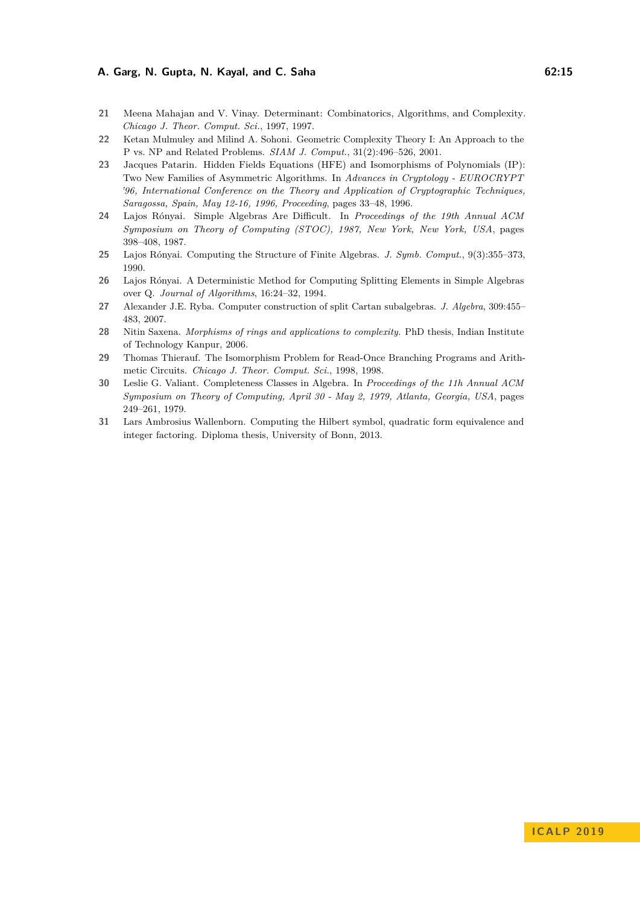21 Meena Mahajan and V. Vinay. Determinant: Combinatorics, Algorithms, and Complexity. *Chicago J. Theor. Comput. Sci.*, 1997, 1997.

22 Ketan Mulmuley and Milind A. Sohoni. Geometric Complexity Theory I: An Approach to the P vs. NP and Related Problems. *SIAM J. Comput.*, 31(2):496–526, 2001.

23 Jacques Patarin. Hidden Fields Equations (HFE) and Isomorphisms of Polynomials (IP): Two New Families of Asymmetric Algorithms. In *Advances in Cryptology - EUROCRYPT '96, International Conference on the Theory and Application of Cryptographic Techniques, Saragossa, Spain, May 12-16, 1996, Proceeding*, pages 33–48, 1996.

24 Lajos Rónyai. Simple Algebras Are Difficult. In *Proceedings of the 19th Annual ACM Symposium on Theory of Computing (STOC), 1987, New York, New York, USA*, pages 398–408, 1987.

25 Lajos Rónyai. Computing the Structure of Finite Algebras. *J. Symb. Comput.*, 9(3):355–373, 1990.

26 Lajos Rónyai. A Deterministic Method for Computing Splitting Elements in Simple Algebras over Q. *Journal of Algorithms*, 16:24–32, 1994.

27 Alexander J.E. Ryba. Computer construction of split Cartan subalgebras. *J. Algebra*, 309:455–483, 2007.

28 Nitin Saxena. *Morphisms of rings and applications to complexity*. PhD thesis, Indian Institute of Technology Kanpur, 2006.

29 Thomas Thierauf. The Isomorphism Problem for Read-Once Branching Programs and Arithmetic Circuits. *Chicago J. Theor. Comput. Sci.*, 1998, 1998.

30 Leslie G. Valiant. Completeness Classes in Algebra. In *Proceedings of the 11th Annual ACM Symposium on Theory of Computing, April 30 - May 2, 1979, Atlanta, Georgia, USA*, pages 249–261, 1979.

31 Lars Ambrosius Wallenborn. Computing the Hilbert symbol, quadratic form equivalence and integer factoring. Diploma thesis, University of Bonn, 2013.